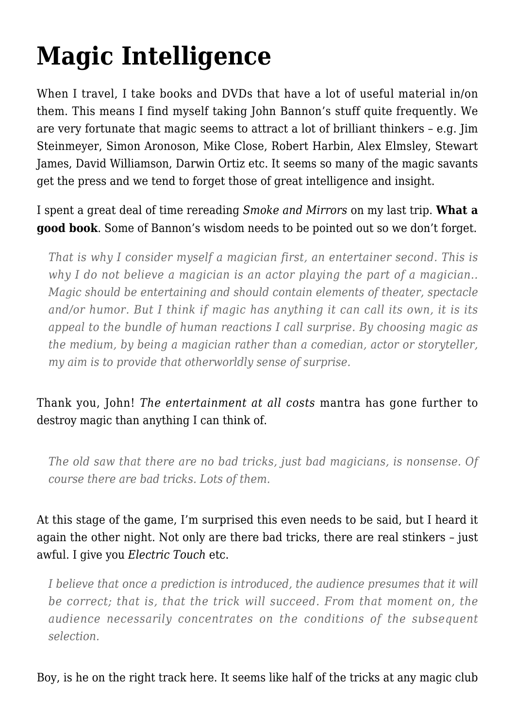# Magic Intelligence

When I travel, I take books and DVDs that have a lot of useful material in/on them. This means I find myself taking John Bannon's stuff quite frequently. We are very fortunate that magic seems to attract a lot of brilliant thinkers – e.g. Jim Steinmeyer, Simon Aronoson, Mike Close, Robert Harbin, Alex Elmsley, Stewart James, David Williamson, Darwin Ortiz etc. It seems so many of the magic savants get the press and we tend to forget those of great intelligence and insight.

I spent a great deal of time rereading *Smoke and Mirrors* on my last trip. **What a good book**. Some of Bannon's wisdom needs to be pointed out so we don't forget.

> *That is why I consider myself a magician first, an entertainer second. This is why I do not believe a magician is an actor playing the part of a magician.. Magic should be entertaining and should contain elements of theater, spectacle and/or humor. But I think if magic has anything it can call its own, it is its appeal to the bundle of human reactions I call surprise. By choosing magic as the medium, by being a magician rather than a comedian, actor or storyteller, my aim is to provide that otherworldly sense of surprise.*

Thank you, John! *The entertainment at all costs* mantra has gone further to destroy magic than anything I can think of.

> *The old saw that there are no bad tricks, just bad magicians, is nonsense. Of course there are bad tricks. Lots of them.*

At this stage of the game, I'm surprised this even needs to be said, but I heard it again the other night. Not only are there bad tricks, there are real stinkers – just awful. I give you *Electric Touch* etc.

> *I believe that once a prediction is introduced, the audience presumes that it will be correct; that is, that the trick will succeed. From that moment on, the audience necessarily concentrates on the conditions of the subsequent selection.*

Boy, is he on the right track here. It seems like half of the tricks at any magic club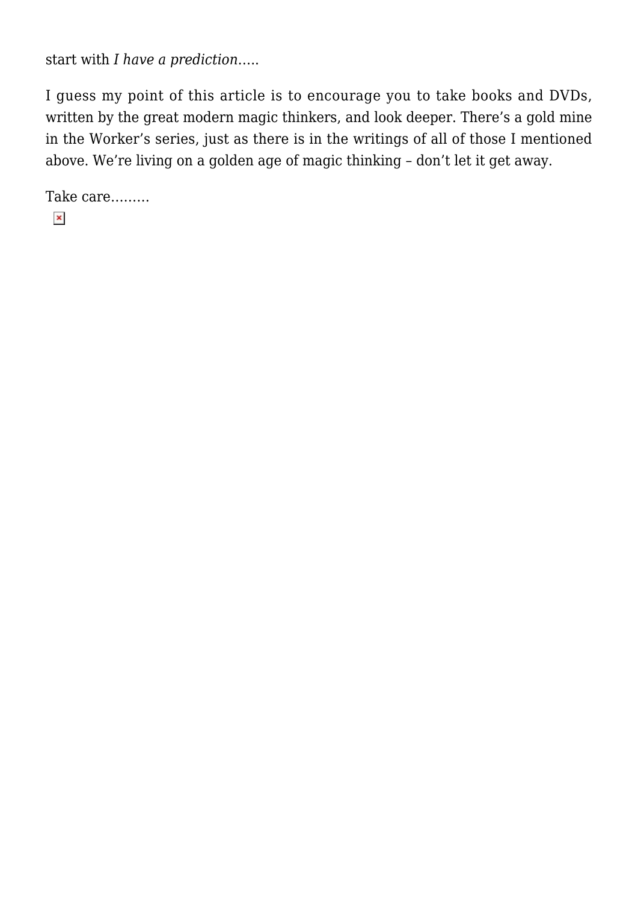start with *I have a prediction*…..

I guess my point of this article is to encourage you to take books and DVDs, written by the great modern magic thinkers, and look deeper. There's a gold mine in the Worker's series, just as there is in the writings of all of those I mentioned above. We're living on a golden age of magic thinking – don't let it get away.

Take care………